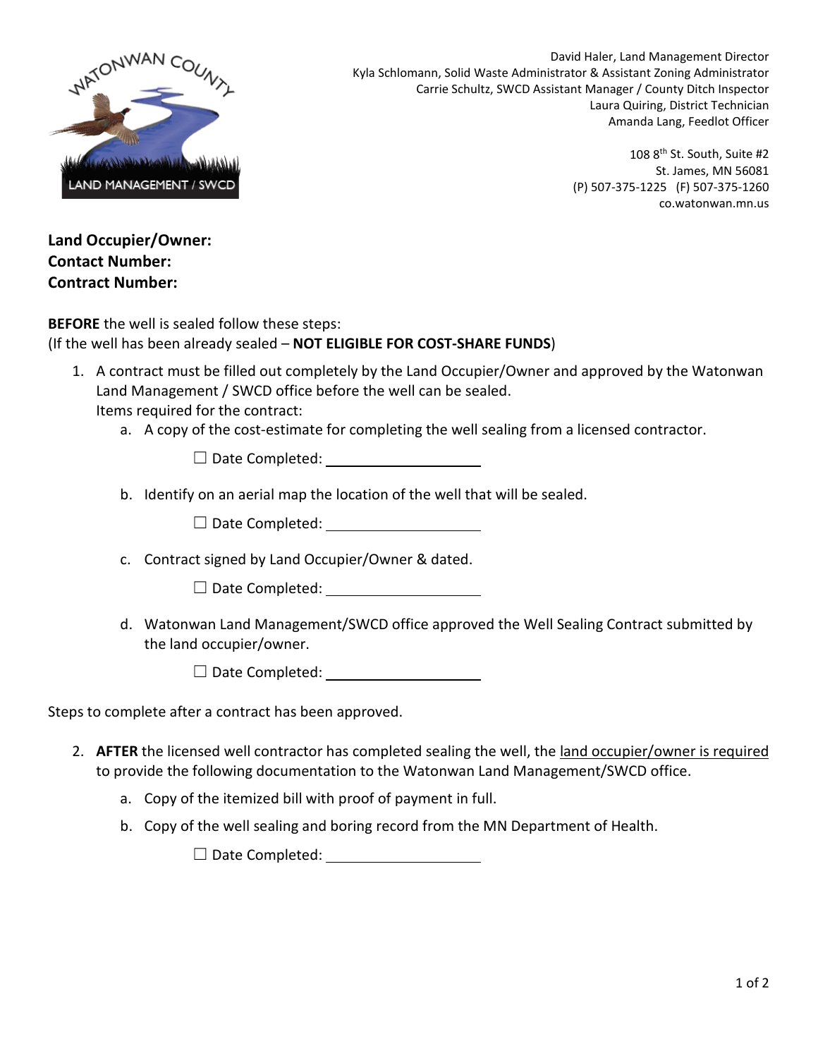WATONWAN COUNTY

LAND MANAGEMENT / SWCD

David Haler, Land Management Director
Kyla Schlomann, Solid Waste Administrator & Assistant Zoning Administrator
Carrie Schultz, SWCD Assistant Manager / County Ditch Inspector
Laura Quiring, District Technician
Amanda Lang, Feedlot Officer

108 8th St. South, Suite #2
St. James, MN 56081
(P) 507-375-1225 (F) 507-375-1260
co.watonwan.mn.us

**Land Occupier/Owner:**
**Contact Number:**
**Contract Number:**

**BEFORE** the well is sealed follow these steps:
(If the well has been already sealed – **NOT ELIGIBLE FOR COST-SHARE FUNDS**)

1. A contract must be filled out completely by the Land Occupier/Owner and approved by the Watonwan Land Management / SWCD office before the well can be sealed.
   Items required for the contract:
   a. A copy of the cost-estimate for completing the well sealing from a licensed contractor.

      ☐ Date Completed: ____________________

   b. Identify on an aerial map the location of the well that will be sealed.

      ☐ Date Completed: ____________________

   c. Contract signed by Land Occupier/Owner & dated.

      ☐ Date Completed: ____________________

   d. Watonwan Land Management/SWCD office approved the Well Sealing Contract submitted by the land occupier/owner.

      ☐ Date Completed: ____________________

Steps to complete after a contract has been approved.

2. **AFTER** the licensed well contractor has completed sealing the well, the land occupier/owner is required to provide the following documentation to the Watonwan Land Management/SWCD office.
   a. Copy of the itemized bill with proof of payment in full.
   b. Copy of the well sealing and boring record from the MN Department of Health.

      ☐ Date Completed: ____________________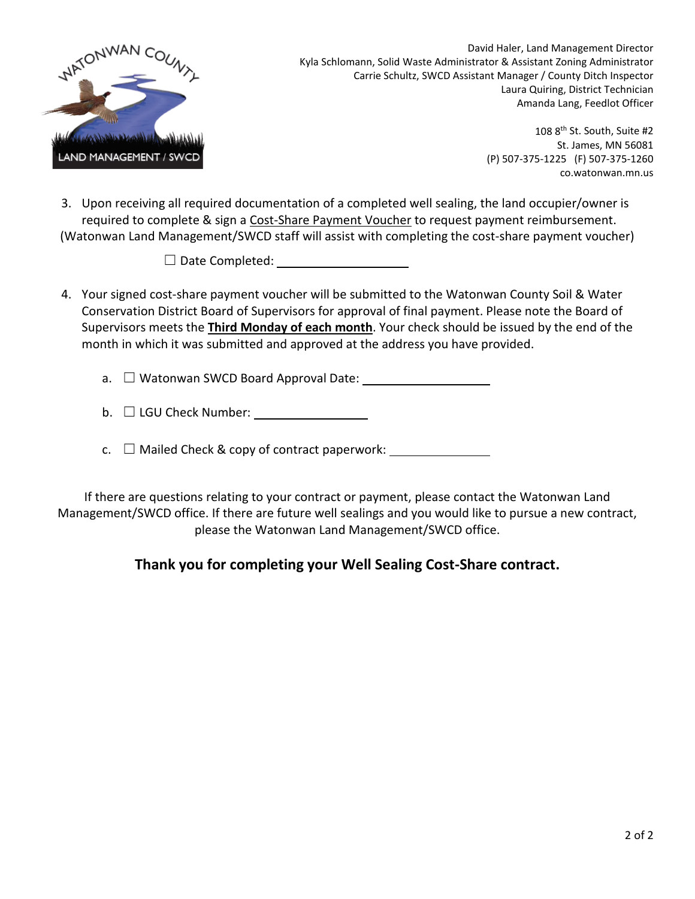David Haler, Land Management Director
Kyla Schlomann, Solid Waste Administrator & Assistant Zoning Administrator
Carrie Schultz, SWCD Assistant Manager / County Ditch Inspector
Laura Quiring, District Technician
Amanda Lang, Feedlot Officer

108 8th St. South, Suite #2
St. James, MN 56081
(P) 507-375-1225 (F) 507-375-1260
co.watonwan.mn.us

3. Upon receiving all required documentation of a completed well sealing, the land occupier/owner is required to complete & sign a Cost-Share Payment Voucher to request payment reimbursement. (Watonwan Land Management/SWCD staff will assist with completing the cost-share payment voucher)

   ☐ Date Completed: ____________________

4. Your signed cost-share payment voucher will be submitted to the Watonwan County Soil & Water Conservation District Board of Supervisors for approval of final payment. Please note the Board of Supervisors meets the **Third Monday of each month**. Your check should be issued by the end of the month in which it was submitted and approved at the address you have provided.

   a. ☐ Watonwan SWCD Board Approval Date: ____________________

   b. ☐ LGU Check Number: __________________

   c. ☐ Mailed Check & copy of contract paperwork: _______________

If there are questions relating to your contract or payment, please contact the Watonwan Land Management/SWCD office. If there are future well sealings and you would like to pursue a new contract, please the Watonwan Land Management/SWCD office.

**Thank you for completing your Well Sealing Cost-Share contract.**